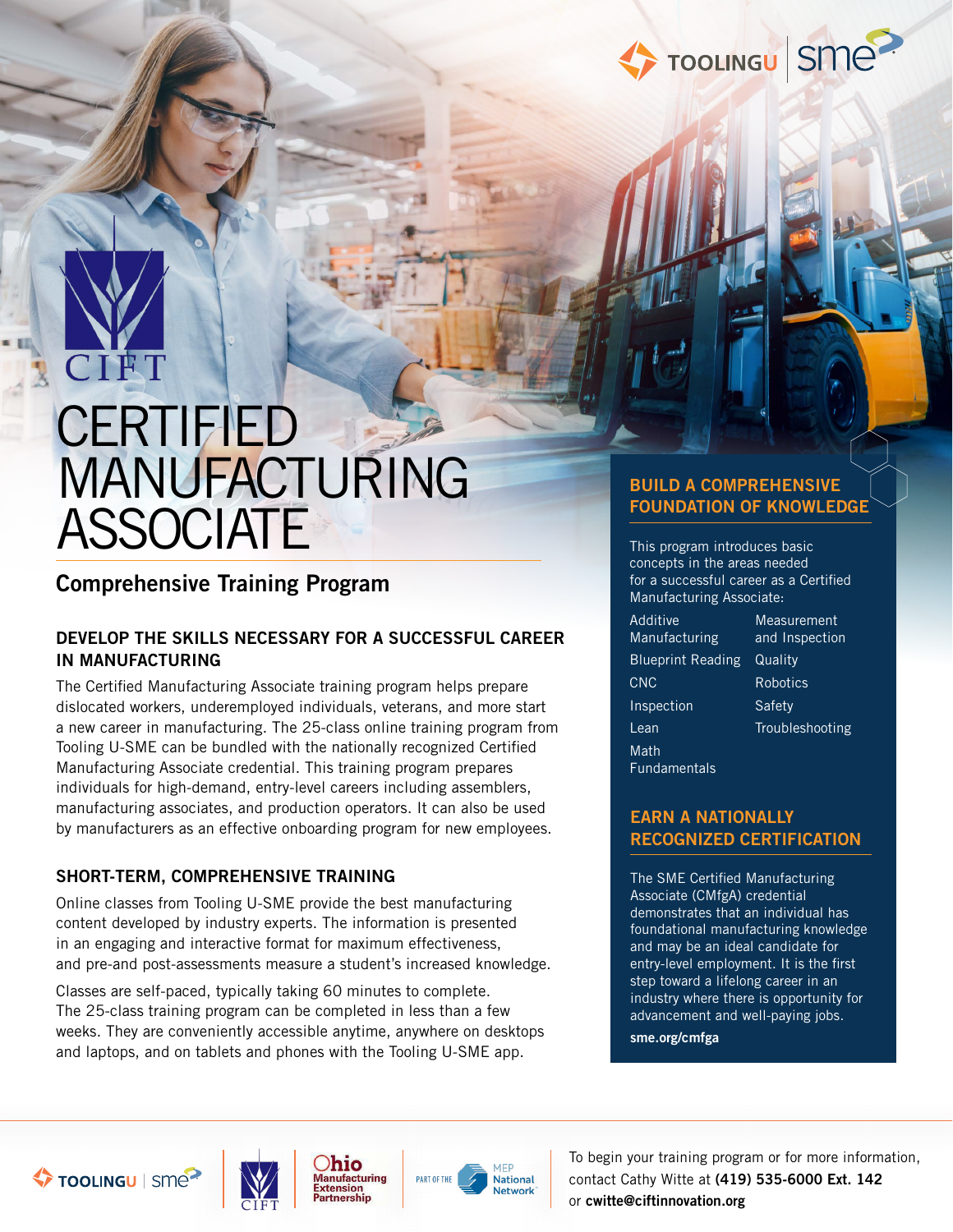# CERTIFIED MANUFACTURING ASSOCIATE

## Comprehensive Training Program

### DEVELOP THE SKILLS NECESSARY FOR A SUCCESSFUL CAREER IN MANUFACTURING

The Certified Manufacturing Associate training program helps prepare dislocated workers, underemployed individuals, veterans, and more start a new career in manufacturing. The 25-class online training program from Tooling U-SME can be bundled with the nationally recognized Certified Manufacturing Associate credential. This training program prepares individuals for high-demand, entry-level careers including assemblers, manufacturing associates, and production operators. It can also be used by manufacturers as an effective onboarding program for new employees.

### SHORT-TERM, COMPREHENSIVE TRAINING

Online classes from Tooling U-SME provide the best manufacturing content developed by industry experts. The information is presented in an engaging and interactive format for maximum effectiveness, and pre-and post-assessments measure a student's increased knowledge.

Classes are self-paced, typically taking 60 minutes to complete. The 25-class training program can be completed in less than a few weeks. They are conveniently accessible anytime, anywhere on desktops and laptops, and on tablets and phones with the Tooling U-SME app.

### BUILD A COMPREHENSIVE FOUNDATION OF KNOWLEDGE

This program introduces basic concepts in the areas needed for a successful career as a Certified Manufacturing Associate:

- Additive Manufacturing
- Blueprint Reading
- CNC
- Inspection
- Lean
- Math Fundamentals
- Measurement and Inspection
- Quality
- Robotics
- Safety
- Troubleshooting

### EARN A NATIONALLY RECOGNIZED CERTIFICATION

The SME Certified Manufacturing Associate (CMfgA) credential demonstrates that an individual has foundational manufacturing knowledge and may be an ideal candidate for entry-level employment. It is the first step toward a lifelong career in an industry where there is opportunity for advancement and well-paying jobs.

**sme.org/cmfga**

To begin your training program or for more information, contact Cathy Witte at **(419) 535-6000 Ext. 142** or **cwitte@ciftinnovation.org**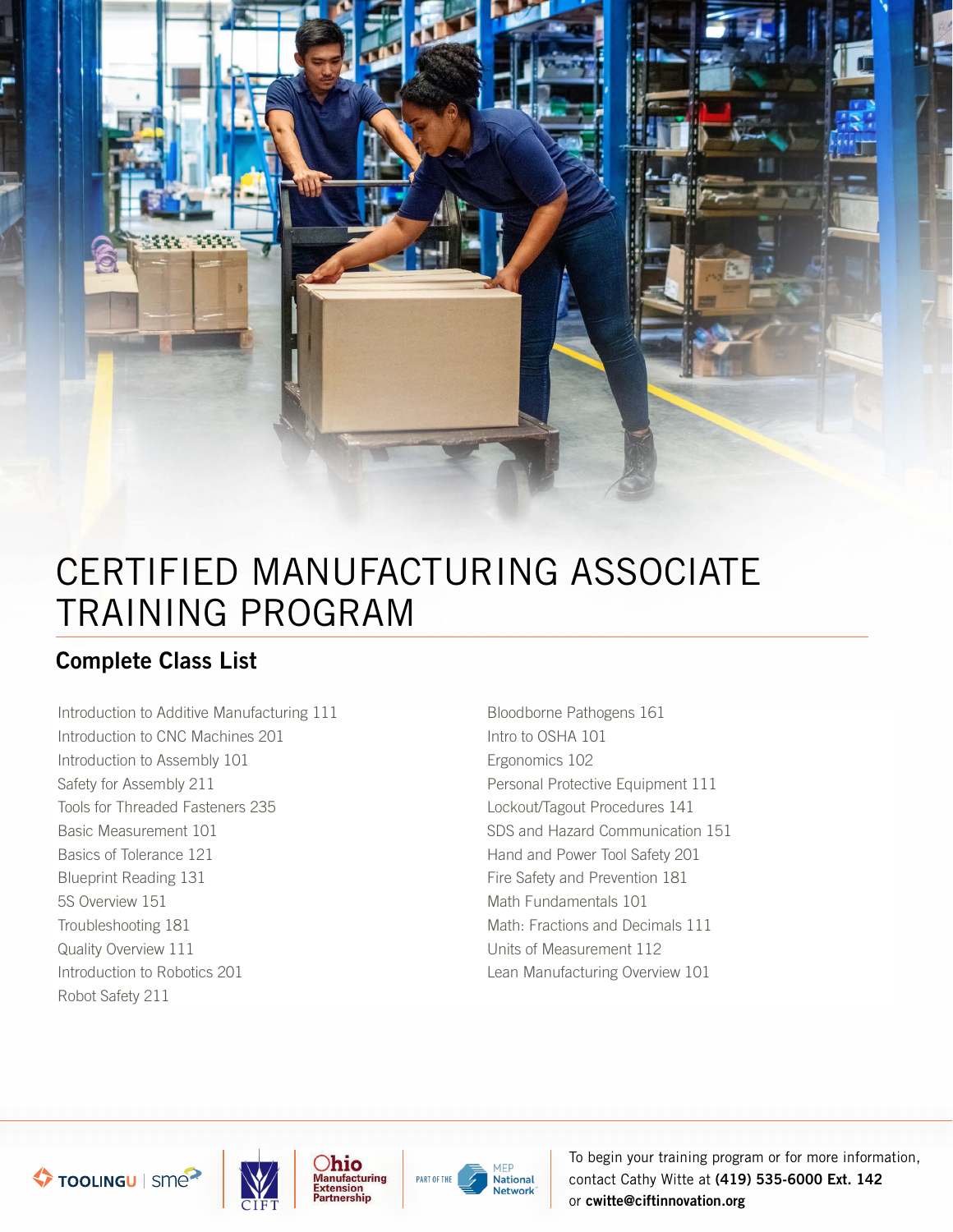# CERTIFIED MANUFACTURING ASSOCIATE TRAINING PROGRAM

## Complete Class List

- Introduction to Additive Manufacturing 111
- Introduction to CNC Machines 201
- Introduction to Assembly 101
- Safety for Assembly 211
- Tools for Threaded Fasteners 235
- Basic Measurement 101
- Basics of Tolerance 121
- Blueprint Reading 131
- 5S Overview 151
- Troubleshooting 181
- Quality Overview 111
- Introduction to Robotics 201
- Robot Safety 211
- Bloodborne Pathogens 161
- Intro to OSHA 101
- Ergonomics 102
- Personal Protective Equipment 111
- Lockout/Tagout Procedures 141
- SDS and Hazard Communication 151
- Hand and Power Tool Safety 201
- Fire Safety and Prevention 181
- Math Fundamentals 101
- Math: Fractions and Decimals 111
- Units of Measurement 112
- Lean Manufacturing Overview 101

TOOLINGU | sme

CIFT

Ohio Manufacturing Extension Partnership

PART OF THE MEP National Network

To begin your training program or for more information, contact Cathy Witte at **(419) 535-6000 Ext. 142** or **cwitte@ciftinnovation.org**